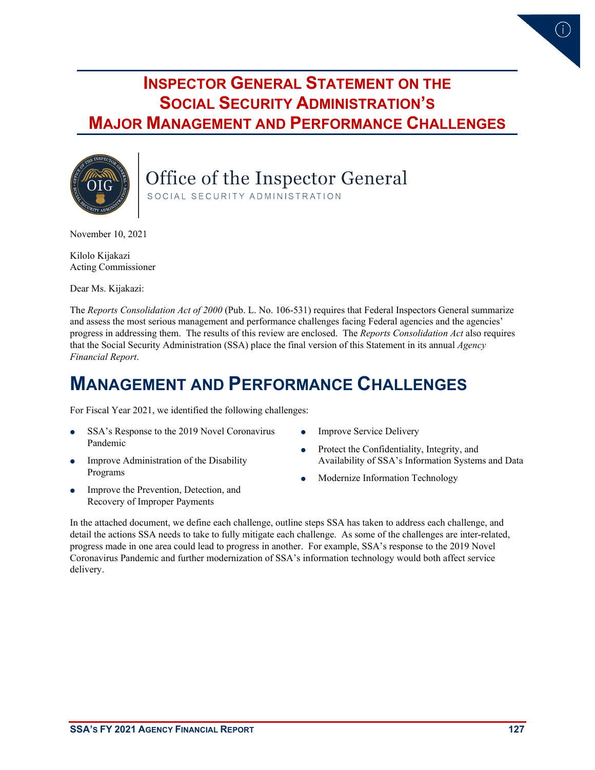# Inspector General Statement on the Social Security Administration's Major Management and Performance Challenges

Office of the Inspector General
SOCIAL SECURITY ADMINISTRATION

November 10, 2021

Kilolo Kijakazi
Acting Commissioner

Dear Ms. Kijakazi:

The *Reports Consolidation Act of 2000* (Pub. L. No. 106-531) requires that Federal Inspectors General summarize and assess the most serious management and performance challenges facing Federal agencies and the agencies' progress in addressing them. The results of this review are enclosed. The *Reports Consolidation Act* also requires that the Social Security Administration (SSA) place the final version of this Statement in its annual *Agency Financial Report*.

## Management and Performance Challenges

For Fiscal Year 2021, we identified the following challenges:

- SSA's Response to the 2019 Novel Coronavirus Pandemic
- Improve Administration of the Disability Programs
- Improve the Prevention, Detection, and Recovery of Improper Payments
- Improve Service Delivery
- Protect the Confidentiality, Integrity, and Availability of SSA's Information Systems and Data
- Modernize Information Technology

In the attached document, we define each challenge, outline steps SSA has taken to address each challenge, and detail the actions SSA needs to take to fully mitigate each challenge. As some of the challenges are inter-related, progress made in one area could lead to progress in another. For example, SSA's response to the 2019 Novel Coronavirus Pandemic and further modernization of SSA's information technology would both affect service delivery.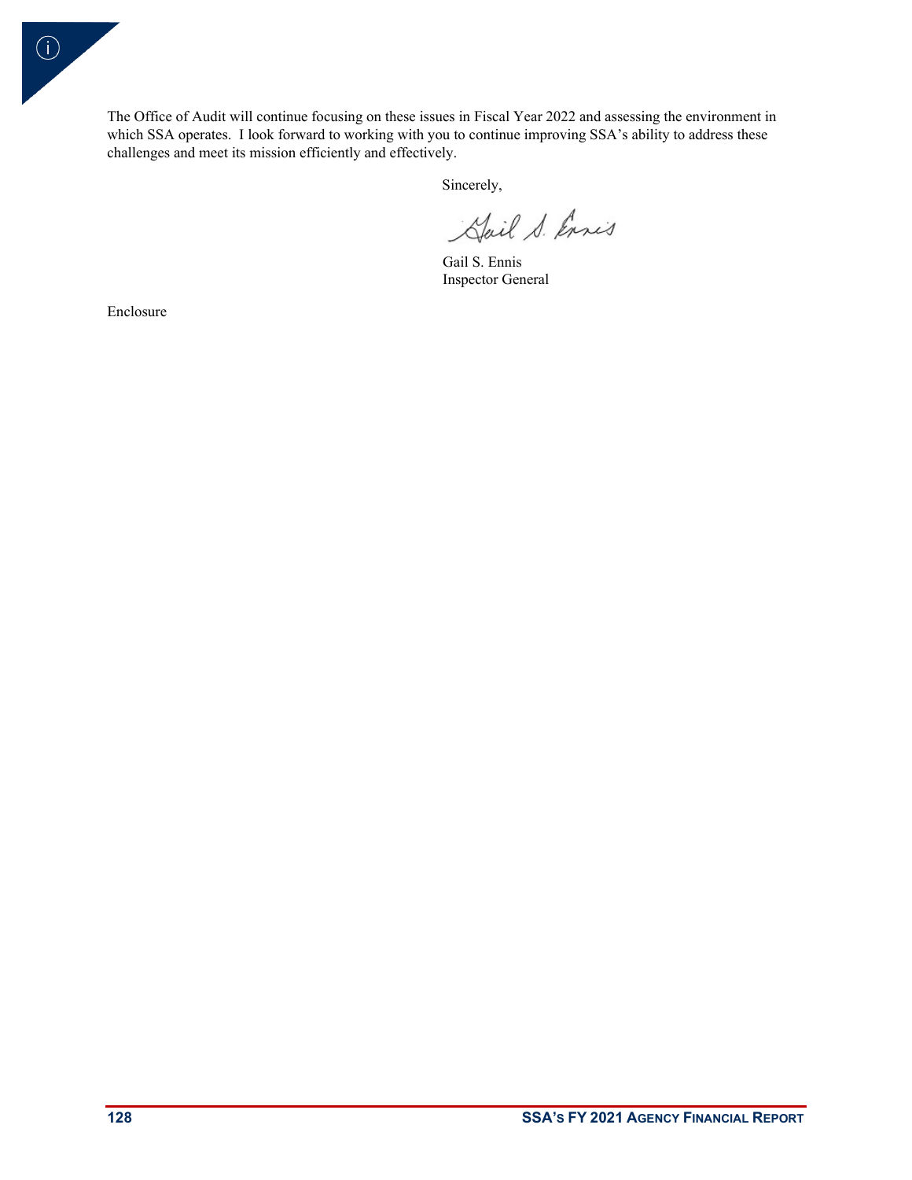The Office of Audit will continue focusing on these issues in Fiscal Year 2022 and assessing the environment in which SSA operates. I look forward to working with you to continue improving SSA's ability to address these challenges and meet its mission efficiently and effectively.

Sincerely,

Gail S. Ennis
Inspector General

Enclosure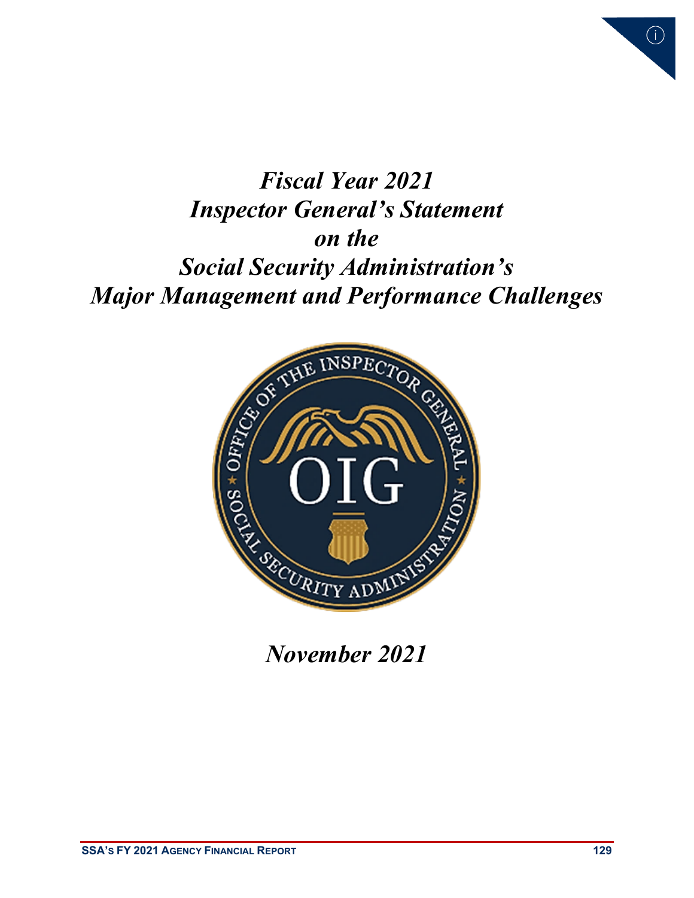# *Fiscal Year 2021 Inspector General's Statement on the Social Security Administration's Major Management and Performance Challenges*

*November 2021*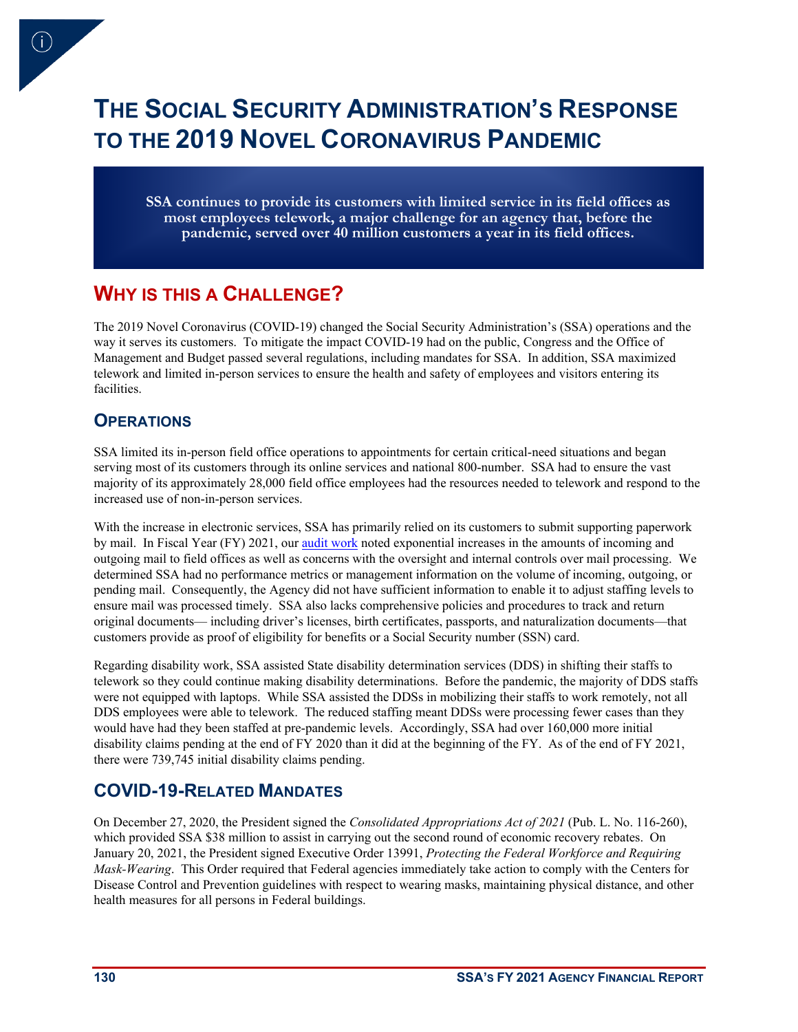# THE SOCIAL SECURITY ADMINISTRATION'S RESPONSE TO THE 2019 NOVEL CORONAVIRUS PANDEMIC

**SSA continues to provide its customers with limited service in its field offices as most employees telework, a major challenge for an agency that, before the pandemic, served over 40 million customers a year in its field offices.**

## WHY IS THIS A CHALLENGE?

The 2019 Novel Coronavirus (COVID-19) changed the Social Security Administration's (SSA) operations and the way it serves its customers. To mitigate the impact COVID-19 had on the public, Congress and the Office of Management and Budget passed several regulations, including mandates for SSA. In addition, SSA maximized telework and limited in-person services to ensure the health and safety of employees and visitors entering its facilities.

### OPERATIONS

SSA limited its in-person field office operations to appointments for certain critical-need situations and began serving most of its customers through its online services and national 800-number. SSA had to ensure the vast majority of its approximately 28,000 field office employees had the resources needed to telework and respond to the increased use of non-in-person services.

With the increase in electronic services, SSA has primarily relied on its customers to submit supporting paperwork by mail. In Fiscal Year (FY) 2021, our audit work noted exponential increases in the amounts of incoming and outgoing mail to field offices as well as concerns with the oversight and internal controls over mail processing. We determined SSA had no performance metrics or management information on the volume of incoming, outgoing, or pending mail. Consequently, the Agency did not have sufficient information to enable it to adjust staffing levels to ensure mail was processed timely. SSA also lacks comprehensive policies and procedures to track and return original documents— including driver's licenses, birth certificates, passports, and naturalization documents—that customers provide as proof of eligibility for benefits or a Social Security number (SSN) card.

Regarding disability work, SSA assisted State disability determination services (DDS) in shifting their staffs to telework so they could continue making disability determinations. Before the pandemic, the majority of DDS staffs were not equipped with laptops. While SSA assisted the DDSs in mobilizing their staffs to work remotely, not all DDS employees were able to telework. The reduced staffing meant DDSs were processing fewer cases than they would have had they been staffed at pre-pandemic levels. Accordingly, SSA had over 160,000 more initial disability claims pending at the end of FY 2020 than it did at the beginning of the FY. As of the end of FY 2021, there were 739,745 initial disability claims pending.

### COVID-19-RELATED MANDATES

On December 27, 2020, the President signed the *Consolidated Appropriations Act of 2021* (Pub. L. No. 116-260), which provided SSA $38 million to assist in carrying out the second round of economic recovery rebates. On January 20, 2021, the President signed Executive Order 13991, *Protecting the Federal Workforce and Requiring Mask-Wearing*. This Order required that Federal agencies immediately take action to comply with the Centers for Disease Control and Prevention guidelines with respect to wearing masks, maintaining physical distance, and other health measures for all persons in Federal buildings.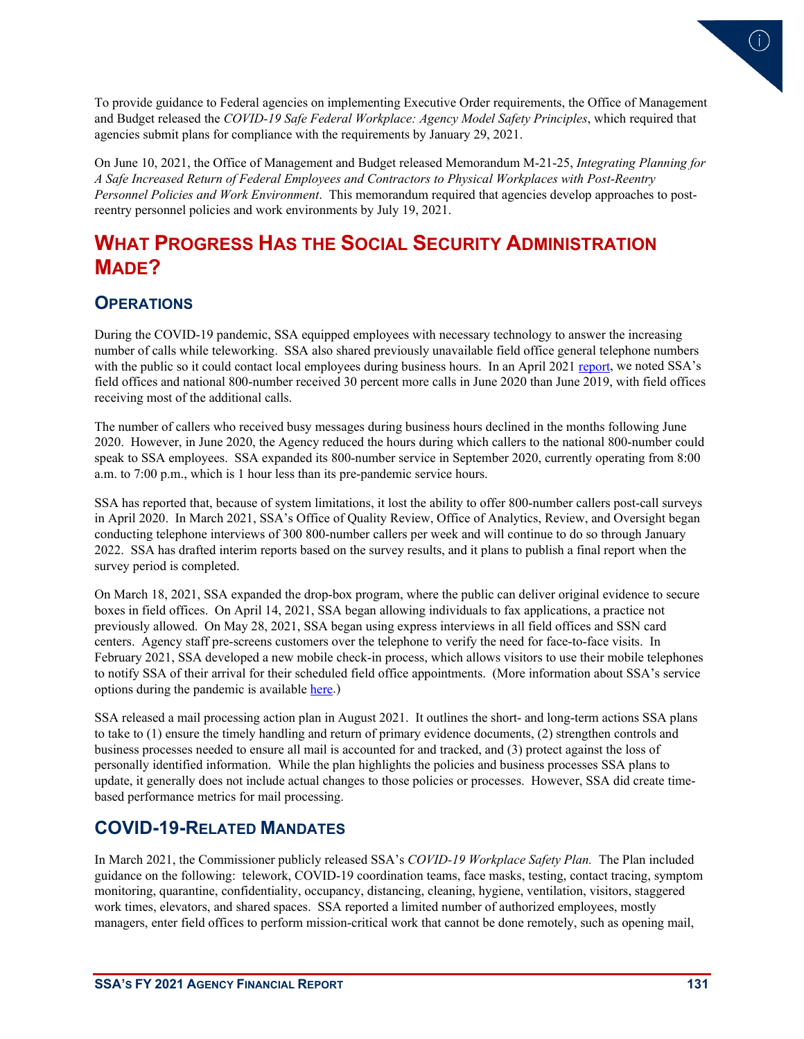To provide guidance to Federal agencies on implementing Executive Order requirements, the Office of Management and Budget released the *COVID-19 Safe Federal Workplace: Agency Model Safety Principles*, which required that agencies submit plans for compliance with the requirements by January 29, 2021.

On June 10, 2021, the Office of Management and Budget released Memorandum M-21-25, *Integrating Planning for A Safe Increased Return of Federal Employees and Contractors to Physical Workplaces with Post-Reentry Personnel Policies and Work Environment*. This memorandum required that agencies develop approaches to post-reentry personnel policies and work environments by July 19, 2021.

## WHAT PROGRESS HAS THE SOCIAL SECURITY ADMINISTRATION MADE?

### OPERATIONS

During the COVID-19 pandemic, SSA equipped employees with necessary technology to answer the increasing number of calls while teleworking. SSA also shared previously unavailable field office general telephone numbers with the public so it could contact local employees during business hours. In an April 2021 report, we noted SSA's field offices and national 800-number received 30 percent more calls in June 2020 than June 2019, with field offices receiving most of the additional calls.

The number of callers who received busy messages during business hours declined in the months following June 2020. However, in June 2020, the Agency reduced the hours during which callers to the national 800-number could speak to SSA employees. SSA expanded its 800-number service in September 2020, currently operating from 8:00 a.m. to 7:00 p.m., which is 1 hour less than its pre-pandemic service hours.

SSA has reported that, because of system limitations, it lost the ability to offer 800-number callers post-call surveys in April 2020. In March 2021, SSA's Office of Quality Review, Office of Analytics, Review, and Oversight began conducting telephone interviews of 300 800-number callers per week and will continue to do so through January 2022. SSA has drafted interim reports based on the survey results, and it plans to publish a final report when the survey period is completed.

On March 18, 2021, SSA expanded the drop-box program, where the public can deliver original evidence to secure boxes in field offices. On April 14, 2021, SSA began allowing individuals to fax applications, a practice not previously allowed. On May 28, 2021, SSA began using express interviews in all field offices and SSN card centers. Agency staff pre-screens customers over the telephone to verify the need for face-to-face visits. In February 2021, SSA developed a new mobile check-in process, which allows visitors to use their mobile telephones to notify SSA of their arrival for their scheduled field office appointments. (More information about SSA's service options during the pandemic is available here.)

SSA released a mail processing action plan in August 2021. It outlines the short- and long-term actions SSA plans to take to (1) ensure the timely handling and return of primary evidence documents, (2) strengthen controls and business processes needed to ensure all mail is accounted for and tracked, and (3) protect against the loss of personally identified information. While the plan highlights the policies and business processes SSA plans to update, it generally does not include actual changes to those policies or processes. However, SSA did create time-based performance metrics for mail processing.

### COVID-19-RELATED MANDATES

In March 2021, the Commissioner publicly released SSA's *COVID-19 Workplace Safety Plan.* The Plan included guidance on the following: telework, COVID-19 coordination teams, face masks, testing, contact tracing, symptom monitoring, quarantine, confidentiality, occupancy, distancing, cleaning, hygiene, ventilation, visitors, staggered work times, elevators, and shared spaces. SSA reported a limited number of authorized employees, mostly managers, enter field offices to perform mission-critical work that cannot be done remotely, such as opening mail,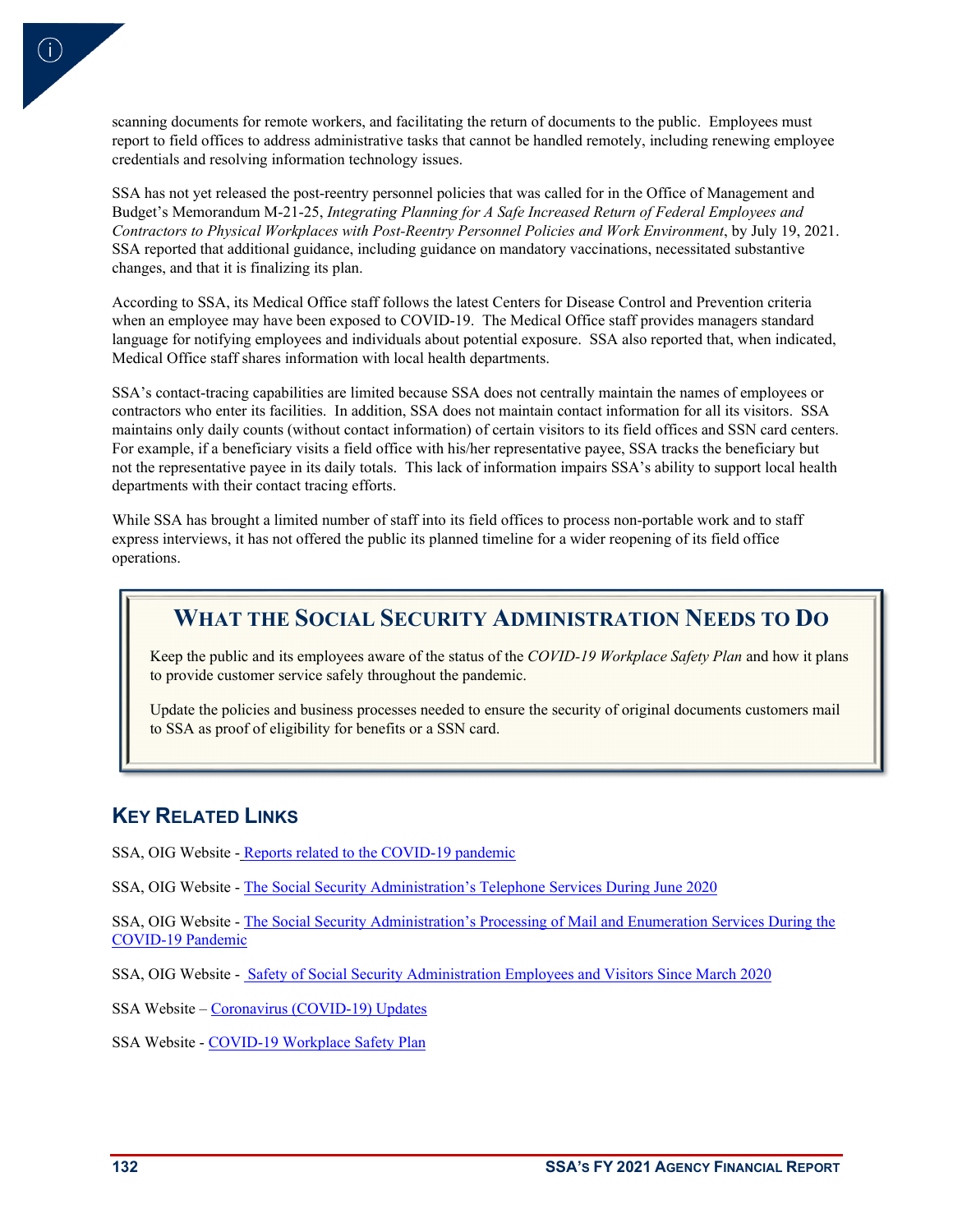scanning documents for remote workers, and facilitating the return of documents to the public. Employees must report to field offices to address administrative tasks that cannot be handled remotely, including renewing employee credentials and resolving information technology issues.

SSA has not yet released the post-reentry personnel policies that was called for in the Office of Management and Budget's Memorandum M-21-25, *Integrating Planning for A Safe Increased Return of Federal Employees and Contractors to Physical Workplaces with Post-Reentry Personnel Policies and Work Environment*, by July 19, 2021. SSA reported that additional guidance, including guidance on mandatory vaccinations, necessitated substantive changes, and that it is finalizing its plan.

According to SSA, its Medical Office staff follows the latest Centers for Disease Control and Prevention criteria when an employee may have been exposed to COVID-19. The Medical Office staff provides managers standard language for notifying employees and individuals about potential exposure. SSA also reported that, when indicated, Medical Office staff shares information with local health departments.

SSA's contact-tracing capabilities are limited because SSA does not centrally maintain the names of employees or contractors who enter its facilities. In addition, SSA does not maintain contact information for all its visitors. SSA maintains only daily counts (without contact information) of certain visitors to its field offices and SSN card centers. For example, if a beneficiary visits a field office with his/her representative payee, SSA tracks the beneficiary but not the representative payee in its daily totals. This lack of information impairs SSA's ability to support local health departments with their contact tracing efforts.

While SSA has brought a limited number of staff into its field offices to process non-portable work and to staff express interviews, it has not offered the public its planned timeline for a wider reopening of its field office operations.

## What the Social Security Administration Needs to Do

Keep the public and its employees aware of the status of the *COVID-19 Workplace Safety Plan* and how it plans to provide customer service safely throughout the pandemic.

Update the policies and business processes needed to ensure the security of original documents customers mail to SSA as proof of eligibility for benefits or a SSN card.

## Key Related Links

SSA, OIG Website - Reports related to the COVID-19 pandemic

SSA, OIG Website - The Social Security Administration's Telephone Services During June 2020

SSA, OIG Website - The Social Security Administration's Processing of Mail and Enumeration Services During the COVID-19 Pandemic

SSA, OIG Website - Safety of Social Security Administration Employees and Visitors Since March 2020

SSA Website – Coronavirus (COVID-19) Updates

SSA Website - COVID-19 Workplace Safety Plan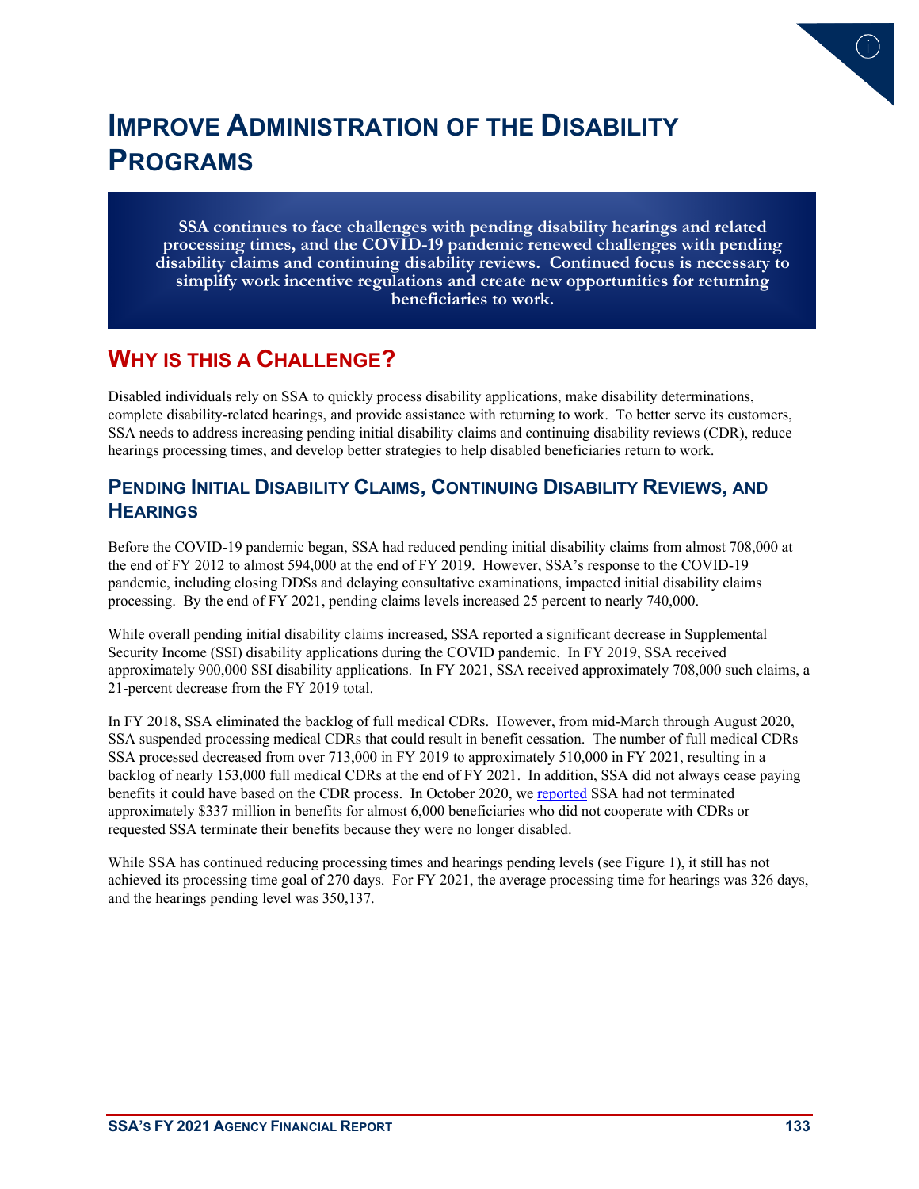# Improve Administration of the Disability Programs

**SSA continues to face challenges with pending disability hearings and related processing times, and the COVID-19 pandemic renewed challenges with pending disability claims and continuing disability reviews. Continued focus is necessary to simplify work incentive regulations and create new opportunities for returning beneficiaries to work.**

## Why is this a Challenge?

Disabled individuals rely on SSA to quickly process disability applications, make disability determinations, complete disability-related hearings, and provide assistance with returning to work. To better serve its customers, SSA needs to address increasing pending initial disability claims and continuing disability reviews (CDR), reduce hearings processing times, and develop better strategies to help disabled beneficiaries return to work.

### Pending Initial Disability Claims, Continuing Disability Reviews, and Hearings

Before the COVID-19 pandemic began, SSA had reduced pending initial disability claims from almost 708,000 at the end of FY 2012 to almost 594,000 at the end of FY 2019. However, SSA's response to the COVID-19 pandemic, including closing DDSs and delaying consultative examinations, impacted initial disability claims processing. By the end of FY 2021, pending claims levels increased 25 percent to nearly 740,000.

While overall pending initial disability claims increased, SSA reported a significant decrease in Supplemental Security Income (SSI) disability applications during the COVID pandemic. In FY 2019, SSA received approximately 900,000 SSI disability applications. In FY 2021, SSA received approximately 708,000 such claims, a 21-percent decrease from the FY 2019 total.

In FY 2018, SSA eliminated the backlog of full medical CDRs. However, from mid-March through August 2020, SSA suspended processing medical CDRs that could result in benefit cessation. The number of full medical CDRs SSA processed decreased from over 713,000 in FY 2019 to approximately 510,000 in FY 2021, resulting in a backlog of nearly 153,000 full medical CDRs at the end of FY 2021. In addition, SSA did not always cease paying benefits it could have based on the CDR process. In October 2020, we reported SSA had not terminated approximately $337 million in benefits for almost 6,000 beneficiaries who did not cooperate with CDRs or requested SSA terminate their benefits because they were no longer disabled.

While SSA has continued reducing processing times and hearings pending levels (see Figure 1), it still has not achieved its processing time goal of 270 days. For FY 2021, the average processing time for hearings was 326 days, and the hearings pending level was 350,137.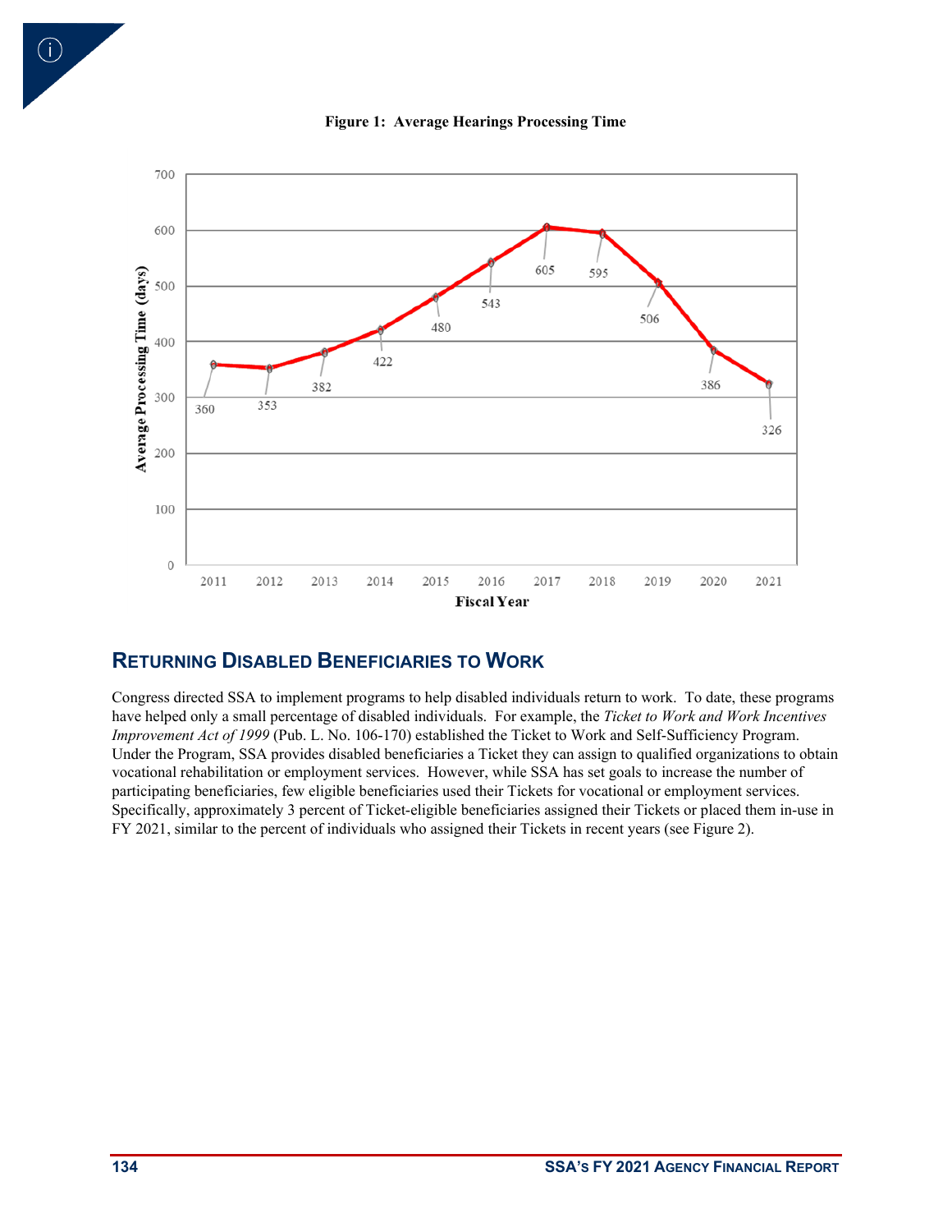**Figure 1: Average Hearings Processing Time**

| Fiscal Year | Average Processing Time (days) |
|---|---|
| 2011 | 360 |
| 2012 | 353 |
| 2013 | 382 |
| 2014 | 422 |
| 2015 | 480 |
| 2016 | 543 |
| 2017 | 605 |
| 2018 | 595 |
| 2019 | 506 |
| 2020 | 386 |
| 2021 | 326 |

## Returning Disabled Beneficiaries to Work

Congress directed SSA to implement programs to help disabled individuals return to work. To date, these programs have helped only a small percentage of disabled individuals. For example, the *Ticket to Work and Work Incentives Improvement Act of 1999* (Pub. L. No. 106-170) established the Ticket to Work and Self-Sufficiency Program. Under the Program, SSA provides disabled beneficiaries a Ticket they can assign to qualified organizations to obtain vocational rehabilitation or employment services. However, while SSA has set goals to increase the number of participating beneficiaries, few eligible beneficiaries used their Tickets for vocational or employment services. Specifically, approximately 3 percent of Ticket-eligible beneficiaries assigned their Tickets or placed them in-use in FY 2021, similar to the percent of individuals who assigned their Tickets in recent years (see Figure 2).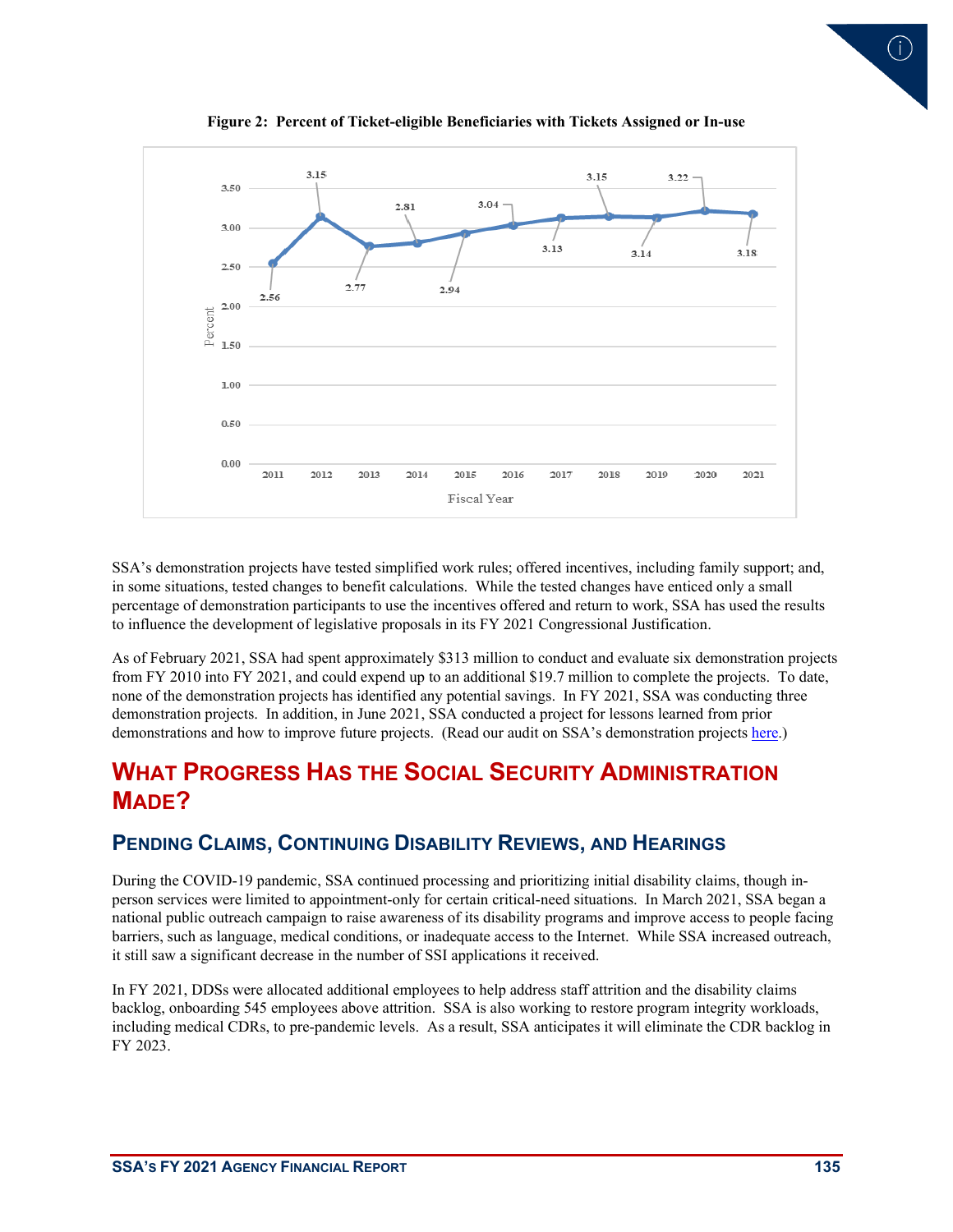**Figure 2: Percent of Ticket-eligible Beneficiaries with Tickets Assigned or In-use**

| Fiscal Year | Percent |
|---|---|
| 2011 | 2.56 |
| 2012 | 3.15 |
| 2013 | 2.77 |
| 2014 | 2.81 |
| 2015 | 2.94 |
| 2016 | 3.04 |
| 2017 | 3.13 |
| 2018 | 3.15 |
| 2019 | 3.14 |
| 2020 | 3.22 |
| 2021 | 3.18 |

SSA's demonstration projects have tested simplified work rules; offered incentives, including family support; and, in some situations, tested changes to benefit calculations. While the tested changes have enticed only a small percentage of demonstration participants to use the incentives offered and return to work, SSA has used the results to influence the development of legislative proposals in its FY 2021 Congressional Justification.

As of February 2021, SSA had spent approximately $313 million to conduct and evaluate six demonstration projects from FY 2010 into FY 2021, and could expend up to an additional $19.7 million to complete the projects. To date, none of the demonstration projects has identified any potential savings. In FY 2021, SSA was conducting three demonstration projects. In addition, in June 2021, SSA conducted a project for lessons learned from prior demonstrations and how to improve future projects. (Read our audit on SSA's demonstration projects here.)

# What Progress Has the Social Security Administration Made?

## Pending Claims, Continuing Disability Reviews, and Hearings

During the COVID-19 pandemic, SSA continued processing and prioritizing initial disability claims, though in-person services were limited to appointment-only for certain critical-need situations. In March 2021, SSA began a national public outreach campaign to raise awareness of its disability programs and improve access to people facing barriers, such as language, medical conditions, or inadequate access to the Internet. While SSA increased outreach, it still saw a significant decrease in the number of SSI applications it received.

In FY 2021, DDSs were allocated additional employees to help address staff attrition and the disability claims backlog, onboarding 545 employees above attrition. SSA is also working to restore program integrity workloads, including medical CDRs, to pre-pandemic levels. As a result, SSA anticipates it will eliminate the CDR backlog in FY 2023.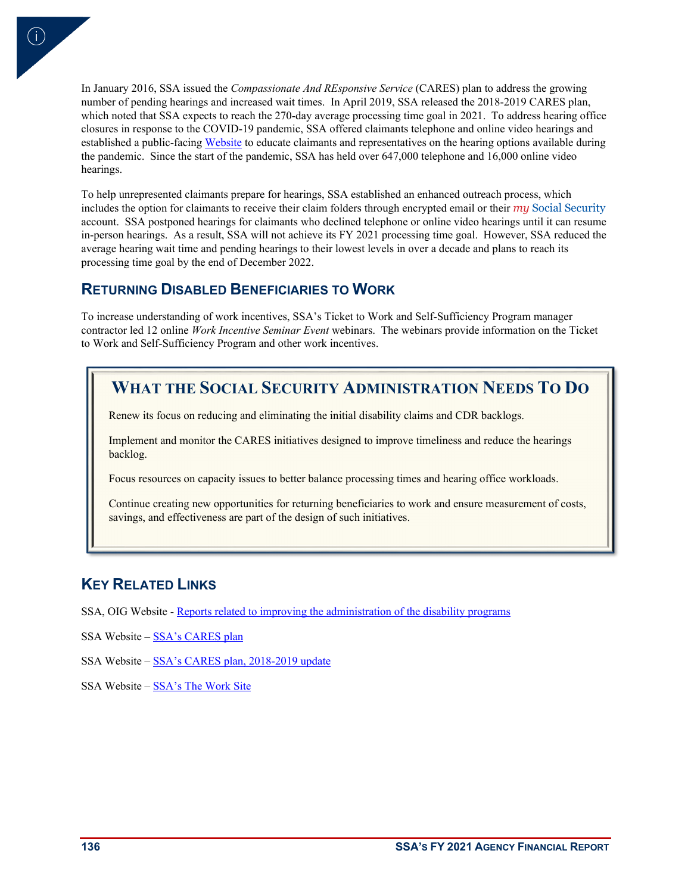In January 2016, SSA issued the *Compassionate And REsponsive Service* (CARES) plan to address the growing number of pending hearings and increased wait times. In April 2019, SSA released the 2018-2019 CARES plan, which noted that SSA expects to reach the 270-day average processing time goal in 2021. To address hearing office closures in response to the COVID-19 pandemic, SSA offered claimants telephone and online video hearings and established a public-facing Website to educate claimants and representatives on the hearing options available during the pandemic. Since the start of the pandemic, SSA has held over 647,000 telephone and 16,000 online video hearings.

To help unrepresented claimants prepare for hearings, SSA established an enhanced outreach process, which includes the option for claimants to receive their claim folders through encrypted email or their *my* Social Security account. SSA postponed hearings for claimants who declined telephone or online video hearings until it can resume in-person hearings. As a result, SSA will not achieve its FY 2021 processing time goal. However, SSA reduced the average hearing wait time and pending hearings to their lowest levels in over a decade and plans to reach its processing time goal by the end of December 2022.

## Returning Disabled Beneficiaries to Work

To increase understanding of work incentives, SSA's Ticket to Work and Self-Sufficiency Program manager contractor led 12 online *Work Incentive Seminar Event* webinars. The webinars provide information on the Ticket to Work and Self-Sufficiency Program and other work incentives.

## What the Social Security Administration Needs To Do

Renew its focus on reducing and eliminating the initial disability claims and CDR backlogs.

Implement and monitor the CARES initiatives designed to improve timeliness and reduce the hearings backlog.

Focus resources on capacity issues to better balance processing times and hearing office workloads.

Continue creating new opportunities for returning beneficiaries to work and ensure measurement of costs, savings, and effectiveness are part of the design of such initiatives.

## Key Related Links

SSA, OIG Website - Reports related to improving the administration of the disability programs

SSA Website – SSA's CARES plan

SSA Website – SSA's CARES plan, 2018-2019 update

SSA Website – SSA's The Work Site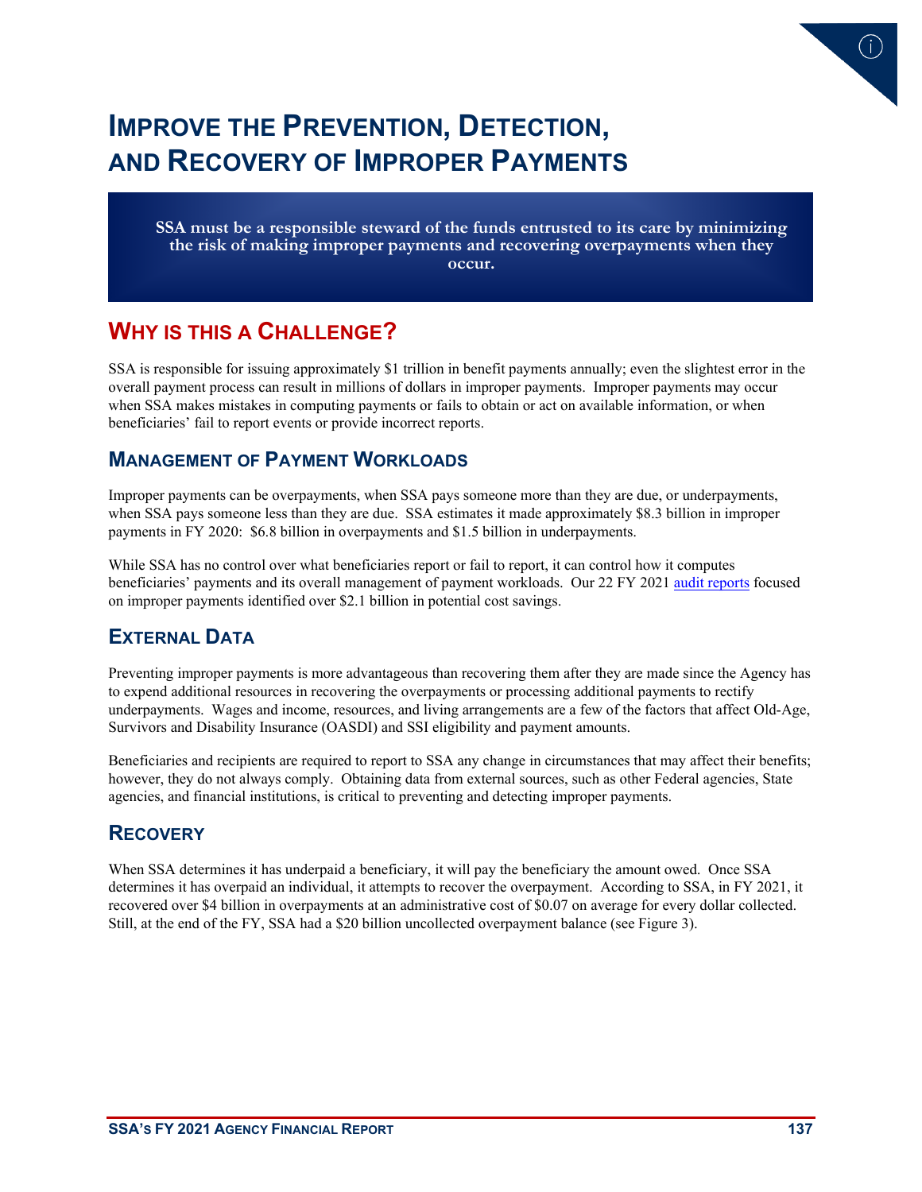# Improve the Prevention, Detection, and Recovery of Improper Payments

**SSA must be a responsible steward of the funds entrusted to its care by minimizing the risk of making improper payments and recovering overpayments when they occur.**

## Why is this a Challenge?

SSA is responsible for issuing approximately $1 trillion in benefit payments annually; even the slightest error in the overall payment process can result in millions of dollars in improper payments. Improper payments may occur when SSA makes mistakes in computing payments or fails to obtain or act on available information, or when beneficiaries' fail to report events or provide incorrect reports.

### Management of Payment Workloads

Improper payments can be overpayments, when SSA pays someone more than they are due, or underpayments, when SSA pays someone less than they are due. SSA estimates it made approximately $8.3 billion in improper payments in FY 2020: $6.8 billion in overpayments and $1.5 billion in underpayments.

While SSA has no control over what beneficiaries report or fail to report, it can control how it computes beneficiaries' payments and its overall management of payment workloads. Our 22 FY 2021 audit reports focused on improper payments identified over $2.1 billion in potential cost savings.

### External Data

Preventing improper payments is more advantageous than recovering them after they are made since the Agency has to expend additional resources in recovering the overpayments or processing additional payments to rectify underpayments. Wages and income, resources, and living arrangements are a few of the factors that affect Old-Age, Survivors and Disability Insurance (OASDI) and SSI eligibility and payment amounts.

Beneficiaries and recipients are required to report to SSA any change in circumstances that may affect their benefits; however, they do not always comply. Obtaining data from external sources, such as other Federal agencies, State agencies, and financial institutions, is critical to preventing and detecting improper payments.

### Recovery

When SSA determines it has underpaid a beneficiary, it will pay the beneficiary the amount owed. Once SSA determines it has overpaid an individual, it attempts to recover the overpayment. According to SSA, in FY 2021, it recovered over $4 billion in overpayments at an administrative cost of $0.07 on average for every dollar collected. Still, at the end of the FY, SSA had a $20 billion uncollected overpayment balance (see Figure 3).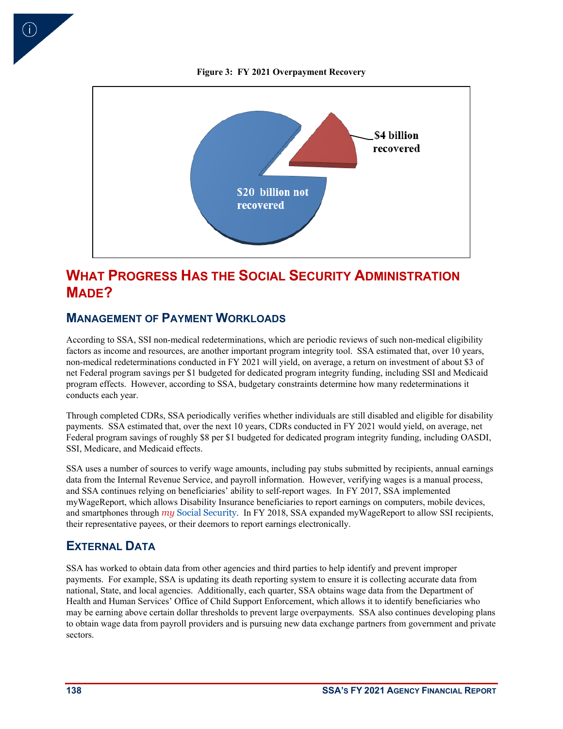**Figure 3: FY 2021 Overpayment Recovery**

$4 billion recovered

$20 billion not recovered

# What Progress Has the Social Security Administration Made?

## Management of Payment Workloads

According to SSA, SSI non-medical redeterminations, which are periodic reviews of such non-medical eligibility factors as income and resources, are another important program integrity tool. SSA estimated that, over 10 years, non-medical redeterminations conducted in FY 2021 will yield, on average, a return on investment of about $3 of net Federal program savings per $1 budgeted for dedicated program integrity funding, including SSI and Medicaid program effects. However, according to SSA, budgetary constraints determine how many redeterminations it conducts each year.

Through completed CDRs, SSA periodically verifies whether individuals are still disabled and eligible for disability payments. SSA estimated that, over the next 10 years, CDRs conducted in FY 2021 would yield, on average, net Federal program savings of roughly $8 per $1 budgeted for dedicated program integrity funding, including OASDI, SSI, Medicare, and Medicaid effects.

SSA uses a number of sources to verify wage amounts, including pay stubs submitted by recipients, annual earnings data from the Internal Revenue Service, and payroll information. However, verifying wages is a manual process, and SSA continues relying on beneficiaries' ability to self-report wages. In FY 2017, SSA implemented myWageReport, which allows Disability Insurance beneficiaries to report earnings on computers, mobile devices, and smartphones through *my* Social Security. In FY 2018, SSA expanded myWageReport to allow SSI recipients, their representative payees, or their deemors to report earnings electronically.

## External Data

SSA has worked to obtain data from other agencies and third parties to help identify and prevent improper payments. For example, SSA is updating its death reporting system to ensure it is collecting accurate data from national, State, and local agencies. Additionally, each quarter, SSA obtains wage data from the Department of Health and Human Services' Office of Child Support Enforcement, which allows it to identify beneficiaries who may be earning above certain dollar thresholds to prevent large overpayments. SSA also continues developing plans to obtain wage data from payroll providers and is pursuing new data exchange partners from government and private sectors.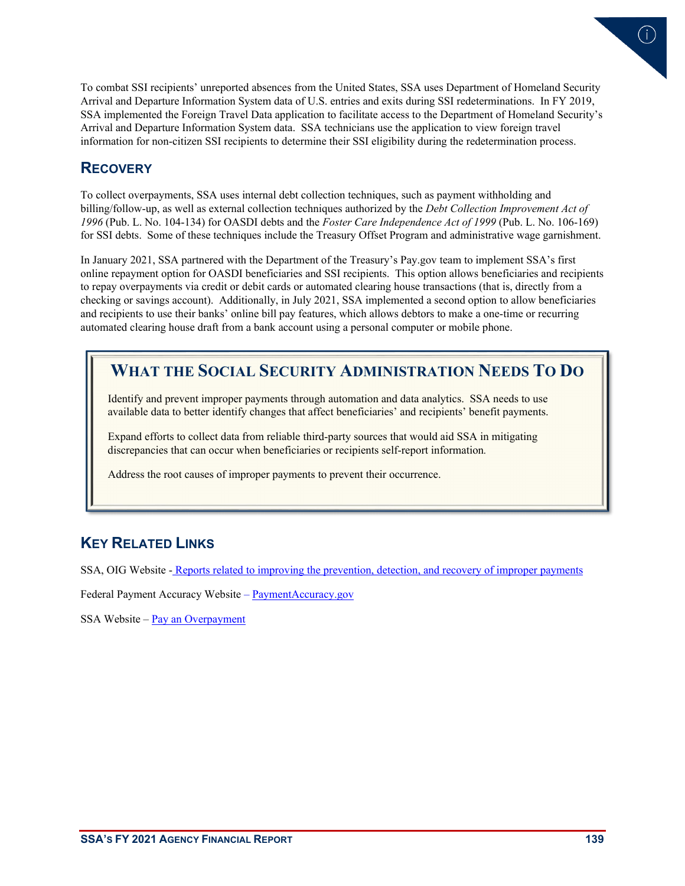To combat SSI recipients' unreported absences from the United States, SSA uses Department of Homeland Security Arrival and Departure Information System data of U.S. entries and exits during SSI redeterminations. In FY 2019, SSA implemented the Foreign Travel Data application to facilitate access to the Department of Homeland Security's Arrival and Departure Information System data. SSA technicians use the application to view foreign travel information for non-citizen SSI recipients to determine their SSI eligibility during the redetermination process.

## Recovery

To collect overpayments, SSA uses internal debt collection techniques, such as payment withholding and billing/follow-up, as well as external collection techniques authorized by the *Debt Collection Improvement Act of 1996* (Pub. L. No. 104-134) for OASDI debts and the *Foster Care Independence Act of 1999* (Pub. L. No. 106-169) for SSI debts. Some of these techniques include the Treasury Offset Program and administrative wage garnishment.

In January 2021, SSA partnered with the Department of the Treasury's Pay.gov team to implement SSA's first online repayment option for OASDI beneficiaries and SSI recipients. This option allows beneficiaries and recipients to repay overpayments via credit or debit cards or automated clearing house transactions (that is, directly from a checking or savings account). Additionally, in July 2021, SSA implemented a second option to allow beneficiaries and recipients to use their banks' online bill pay features, which allows debtors to make a one-time or recurring automated clearing house draft from a bank account using a personal computer or mobile phone.

## What the Social Security Administration Needs To Do

Identify and prevent improper payments through automation and data analytics. SSA needs to use available data to better identify changes that affect beneficiaries' and recipients' benefit payments.

Expand efforts to collect data from reliable third-party sources that would aid SSA in mitigating discrepancies that can occur when beneficiaries or recipients self-report information.

Address the root causes of improper payments to prevent their occurrence.

## Key Related Links

SSA, OIG Website - Reports related to improving the prevention, detection, and recovery of improper payments

Federal Payment Accuracy Website – PaymentAccuracy.gov

SSA Website – Pay an Overpayment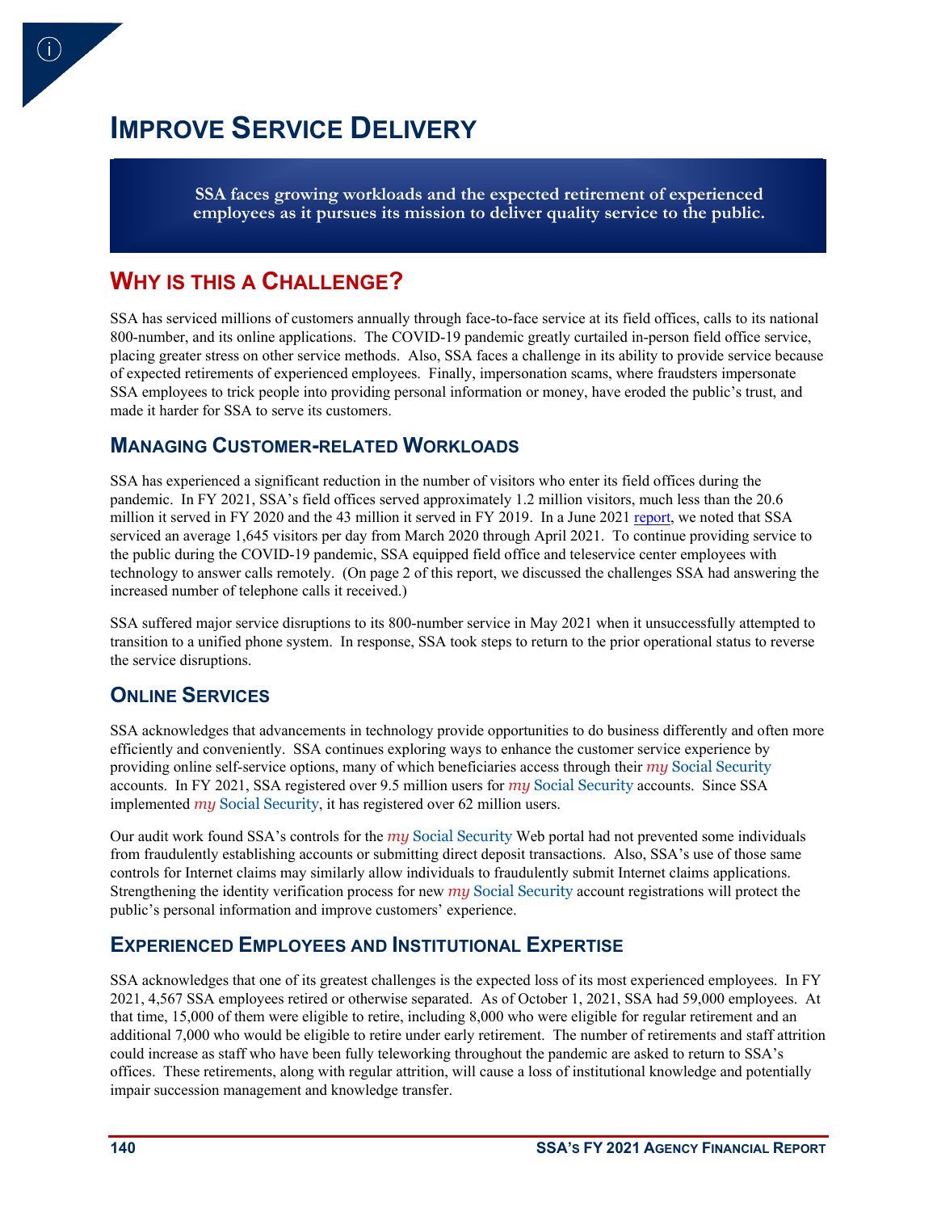# IMPROVE SERVICE DELIVERY

**SSA faces growing workloads and the expected retirement of experienced employees as it pursues its mission to deliver quality service to the public.**

## WHY IS THIS A CHALLENGE?

SSA has serviced millions of customers annually through face-to-face service at its field offices, calls to its national 800-number, and its online applications. The COVID-19 pandemic greatly curtailed in-person field office service, placing greater stress on other service methods. Also, SSA faces a challenge in its ability to provide service because of expected retirements of experienced employees. Finally, impersonation scams, where fraudsters impersonate SSA employees to trick people into providing personal information or money, have eroded the public's trust, and made it harder for SSA to serve its customers.

### MANAGING CUSTOMER-RELATED WORKLOADS

SSA has experienced a significant reduction in the number of visitors who enter its field offices during the pandemic. In FY 2021, SSA's field offices served approximately 1.2 million visitors, much less than the 20.6 million it served in FY 2020 and the 43 million it served in FY 2019. In a June 2021 report, we noted that SSA serviced an average 1,645 visitors per day from March 2020 through April 2021. To continue providing service to the public during the COVID-19 pandemic, SSA equipped field office and teleservice center employees with technology to answer calls remotely. (On page 2 of this report, we discussed the challenges SSA had answering the increased number of telephone calls it received.)

SSA suffered major service disruptions to its 800-number service in May 2021 when it unsuccessfully attempted to transition to a unified phone system. In response, SSA took steps to return to the prior operational status to reverse the service disruptions.

### ONLINE SERVICES

SSA acknowledges that advancements in technology provide opportunities to do business differently and often more efficiently and conveniently. SSA continues exploring ways to enhance the customer service experience by providing online self-service options, many of which beneficiaries access through their *my* Social Security accounts. In FY 2021, SSA registered over 9.5 million users for *my* Social Security accounts. Since SSA implemented *my* Social Security, it has registered over 62 million users.

Our audit work found SSA's controls for the *my* Social Security Web portal had not prevented some individuals from fraudulently establishing accounts or submitting direct deposit transactions. Also, SSA's use of those same controls for Internet claims may similarly allow individuals to fraudulently submit Internet claims applications. Strengthening the identity verification process for new *my* Social Security account registrations will protect the public's personal information and improve customers' experience.

### EXPERIENCED EMPLOYEES AND INSTITUTIONAL EXPERTISE

SSA acknowledges that one of its greatest challenges is the expected loss of its most experienced employees. In FY 2021, 4,567 SSA employees retired or otherwise separated. As of October 1, 2021, SSA had 59,000 employees. At that time, 15,000 of them were eligible to retire, including 8,000 who were eligible for regular retirement and an additional 7,000 who would be eligible to retire under early retirement. The number of retirements and staff attrition could increase as staff who have been fully teleworking throughout the pandemic are asked to return to SSA's offices. These retirements, along with regular attrition, will cause a loss of institutional knowledge and potentially impair succession management and knowledge transfer.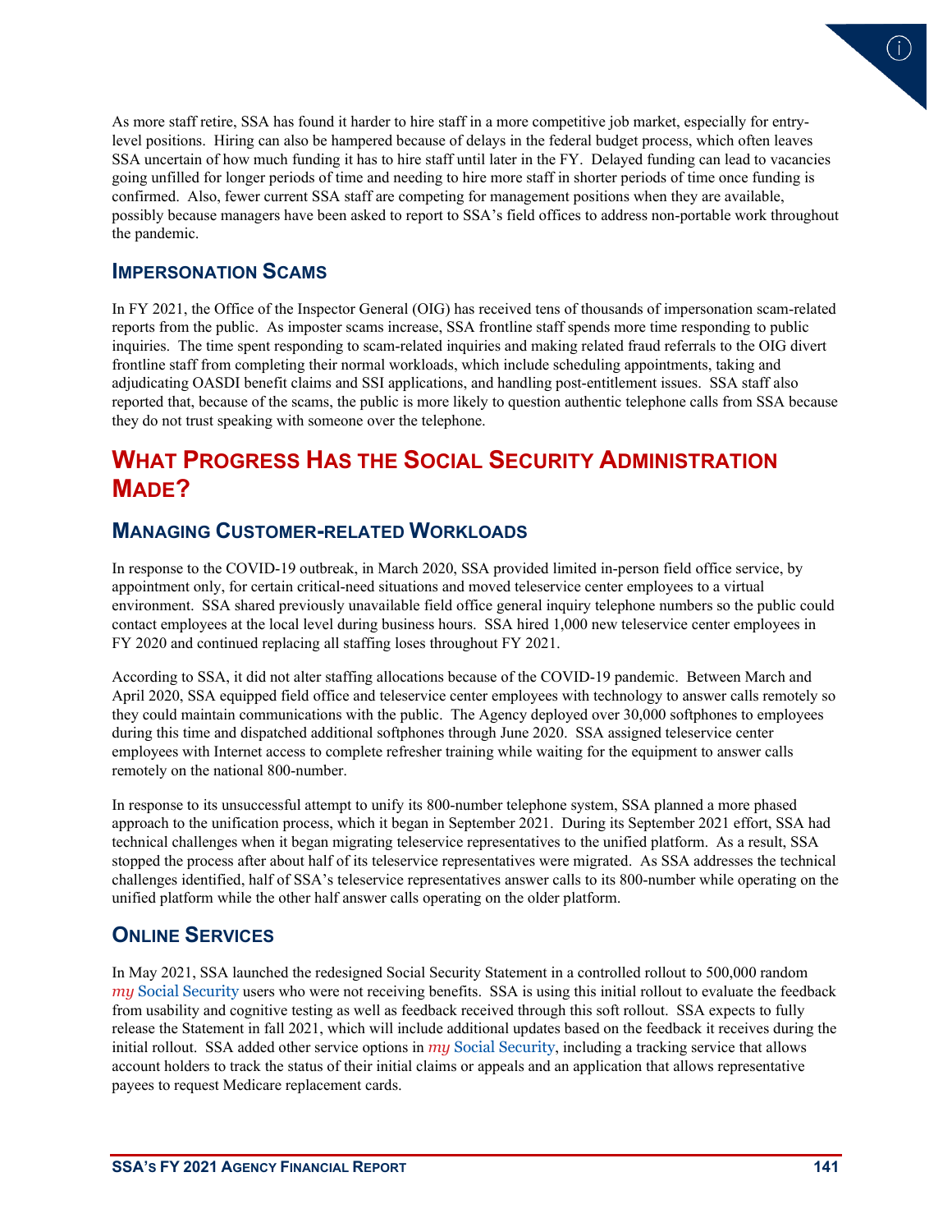As more staff retire, SSA has found it harder to hire staff in a more competitive job market, especially for entry-level positions. Hiring can also be hampered because of delays in the federal budget process, which often leaves SSA uncertain of how much funding it has to hire staff until later in the FY. Delayed funding can lead to vacancies going unfilled for longer periods of time and needing to hire more staff in shorter periods of time once funding is confirmed. Also, fewer current SSA staff are competing for management positions when they are available, possibly because managers have been asked to report to SSA's field offices to address non-portable work throughout the pandemic.

### IMPERSONATION SCAMS

In FY 2021, the Office of the Inspector General (OIG) has received tens of thousands of impersonation scam-related reports from the public. As imposter scams increase, SSA frontline staff spends more time responding to public inquiries. The time spent responding to scam-related inquiries and making related fraud referrals to the OIG divert frontline staff from completing their normal workloads, which include scheduling appointments, taking and adjudicating OASDI benefit claims and SSI applications, and handling post-entitlement issues. SSA staff also reported that, because of the scams, the public is more likely to question authentic telephone calls from SSA because they do not trust speaking with someone over the telephone.

## WHAT PROGRESS HAS THE SOCIAL SECURITY ADMINISTRATION MADE?

### MANAGING CUSTOMER-RELATED WORKLOADS

In response to the COVID-19 outbreak, in March 2020, SSA provided limited in-person field office service, by appointment only, for certain critical-need situations and moved teleservice center employees to a virtual environment. SSA shared previously unavailable field office general inquiry telephone numbers so the public could contact employees at the local level during business hours. SSA hired 1,000 new teleservice center employees in FY 2020 and continued replacing all staffing loses throughout FY 2021.

According to SSA, it did not alter staffing allocations because of the COVID-19 pandemic. Between March and April 2020, SSA equipped field office and teleservice center employees with technology to answer calls remotely so they could maintain communications with the public. The Agency deployed over 30,000 softphones to employees during this time and dispatched additional softphones through June 2020. SSA assigned teleservice center employees with Internet access to complete refresher training while waiting for the equipment to answer calls remotely on the national 800-number.

In response to its unsuccessful attempt to unify its 800-number telephone system, SSA planned a more phased approach to the unification process, which it began in September 2021. During its September 2021 effort, SSA had technical challenges when it began migrating teleservice representatives to the unified platform. As a result, SSA stopped the process after about half of its teleservice representatives were migrated. As SSA addresses the technical challenges identified, half of SSA's teleservice representatives answer calls to its 800-number while operating on the unified platform while the other half answer calls operating on the older platform.

### ONLINE SERVICES

In May 2021, SSA launched the redesigned Social Security Statement in a controlled rollout to 500,000 random *my* Social Security users who were not receiving benefits. SSA is using this initial rollout to evaluate the feedback from usability and cognitive testing as well as feedback received through this soft rollout. SSA expects to fully release the Statement in fall 2021, which will include additional updates based on the feedback it receives during the initial rollout. SSA added other service options in *my* Social Security, including a tracking service that allows account holders to track the status of their initial claims or appeals and an application that allows representative payees to request Medicare replacement cards.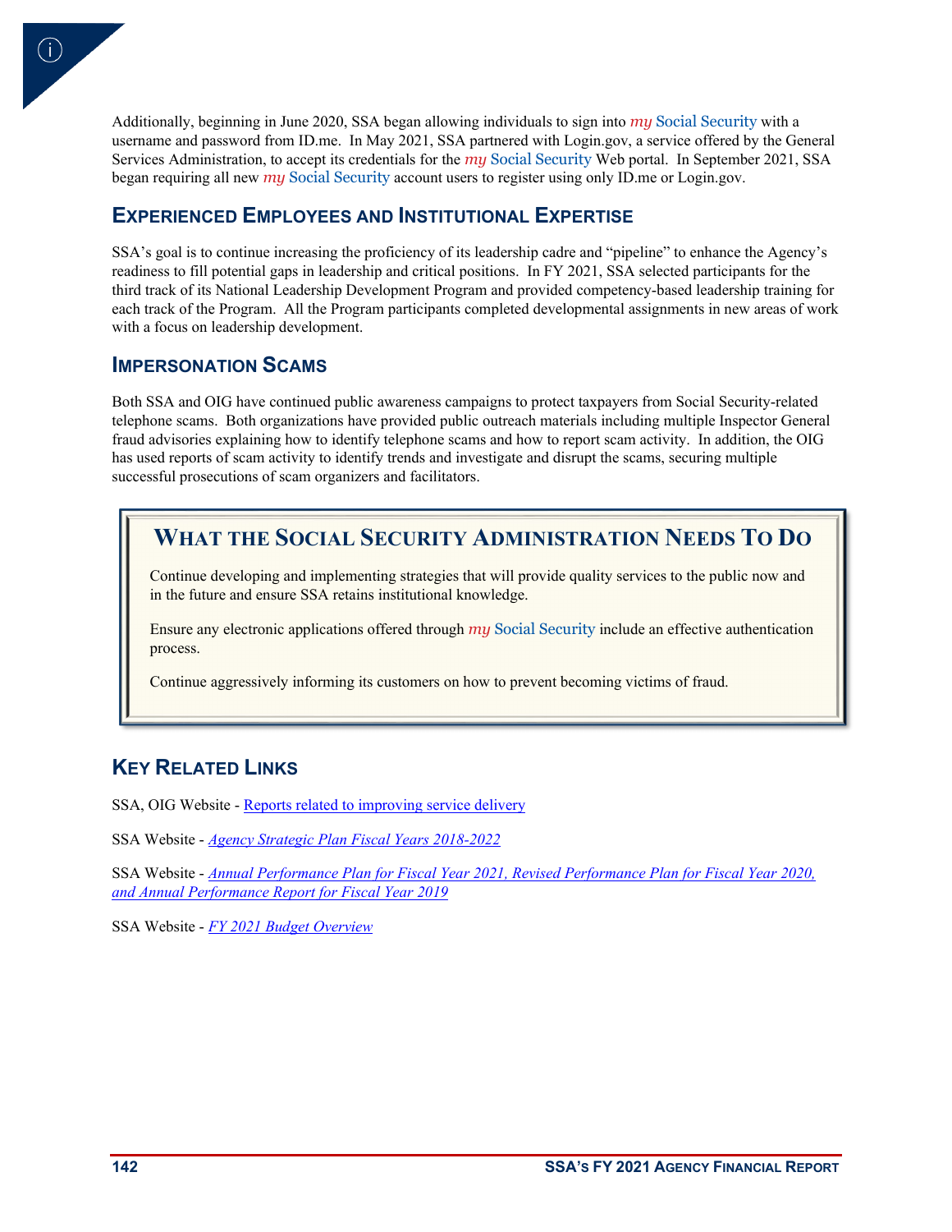Additionally, beginning in June 2020, SSA began allowing individuals to sign into *my* Social Security with a username and password from ID.me. In May 2021, SSA partnered with Login.gov, a service offered by the General Services Administration, to accept its credentials for the *my* Social Security Web portal. In September 2021, SSA began requiring all new *my* Social Security account users to register using only ID.me or Login.gov.

## Experienced Employees and Institutional Expertise

SSA's goal is to continue increasing the proficiency of its leadership cadre and "pipeline" to enhance the Agency's readiness to fill potential gaps in leadership and critical positions. In FY 2021, SSA selected participants for the third track of its National Leadership Development Program and provided competency-based leadership training for each track of the Program. All the Program participants completed developmental assignments in new areas of work with a focus on leadership development.

## Impersonation Scams

Both SSA and OIG have continued public awareness campaigns to protect taxpayers from Social Security-related telephone scams. Both organizations have provided public outreach materials including multiple Inspector General fraud advisories explaining how to identify telephone scams and how to report scam activity. In addition, the OIG has used reports of scam activity to identify trends and investigate and disrupt the scams, securing multiple successful prosecutions of scam organizers and facilitators.

## What the Social Security Administration Needs To Do

Continue developing and implementing strategies that will provide quality services to the public now and in the future and ensure SSA retains institutional knowledge.

Ensure any electronic applications offered through *my* Social Security include an effective authentication process.

Continue aggressively informing its customers on how to prevent becoming victims of fraud.

## Key Related Links

SSA, OIG Website - Reports related to improving service delivery

SSA Website - *Agency Strategic Plan Fiscal Years 2018-2022*

SSA Website - *Annual Performance Plan for Fiscal Year 2021, Revised Performance Plan for Fiscal Year 2020, and Annual Performance Report for Fiscal Year 2019*

SSA Website - *FY 2021 Budget Overview*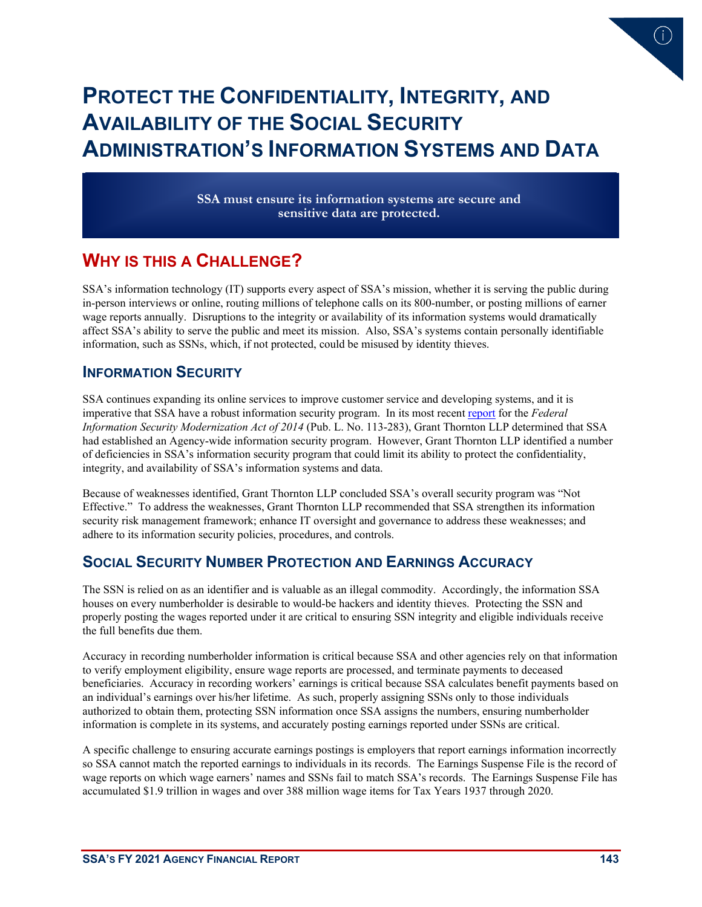# PROTECT THE CONFIDENTIALITY, INTEGRITY, AND AVAILABILITY OF THE SOCIAL SECURITY ADMINISTRATION'S INFORMATION SYSTEMS AND DATA

**SSA must ensure its information systems are secure and sensitive data are protected.**

## WHY IS THIS A CHALLENGE?

SSA's information technology (IT) supports every aspect of SSA's mission, whether it is serving the public during in-person interviews or online, routing millions of telephone calls on its 800-number, or posting millions of earner wage reports annually. Disruptions to the integrity or availability of its information systems would dramatically affect SSA's ability to serve the public and meet its mission. Also, SSA's systems contain personally identifiable information, such as SSNs, which, if not protected, could be misused by identity thieves.

### INFORMATION SECURITY

SSA continues expanding its online services to improve customer service and developing systems, and it is imperative that SSA have a robust information security program. In its most recent report for the *Federal Information Security Modernization Act of 2014* (Pub. L. No. 113-283), Grant Thornton LLP determined that SSA had established an Agency-wide information security program. However, Grant Thornton LLP identified a number of deficiencies in SSA's information security program that could limit its ability to protect the confidentiality, integrity, and availability of SSA's information systems and data.

Because of weaknesses identified, Grant Thornton LLP concluded SSA's overall security program was "Not Effective." To address the weaknesses, Grant Thornton LLP recommended that SSA strengthen its information security risk management framework; enhance IT oversight and governance to address these weaknesses; and adhere to its information security policies, procedures, and controls.

### SOCIAL SECURITY NUMBER PROTECTION AND EARNINGS ACCURACY

The SSN is relied on as an identifier and is valuable as an illegal commodity. Accordingly, the information SSA houses on every numberholder is desirable to would-be hackers and identity thieves. Protecting the SSN and properly posting the wages reported under it are critical to ensuring SSN integrity and eligible individuals receive the full benefits due them.

Accuracy in recording numberholder information is critical because SSA and other agencies rely on that information to verify employment eligibility, ensure wage reports are processed, and terminate payments to deceased beneficiaries. Accuracy in recording workers' earnings is critical because SSA calculates benefit payments based on an individual's earnings over his/her lifetime. As such, properly assigning SSNs only to those individuals authorized to obtain them, protecting SSN information once SSA assigns the numbers, ensuring numberholder information is complete in its systems, and accurately posting earnings reported under SSNs are critical.

A specific challenge to ensuring accurate earnings postings is employers that report earnings information incorrectly so SSA cannot match the reported earnings to individuals in its records. The Earnings Suspense File is the record of wage reports on which wage earners' names and SSNs fail to match SSA's records. The Earnings Suspense File has accumulated $1.9 trillion in wages and over 388 million wage items for Tax Years 1937 through 2020.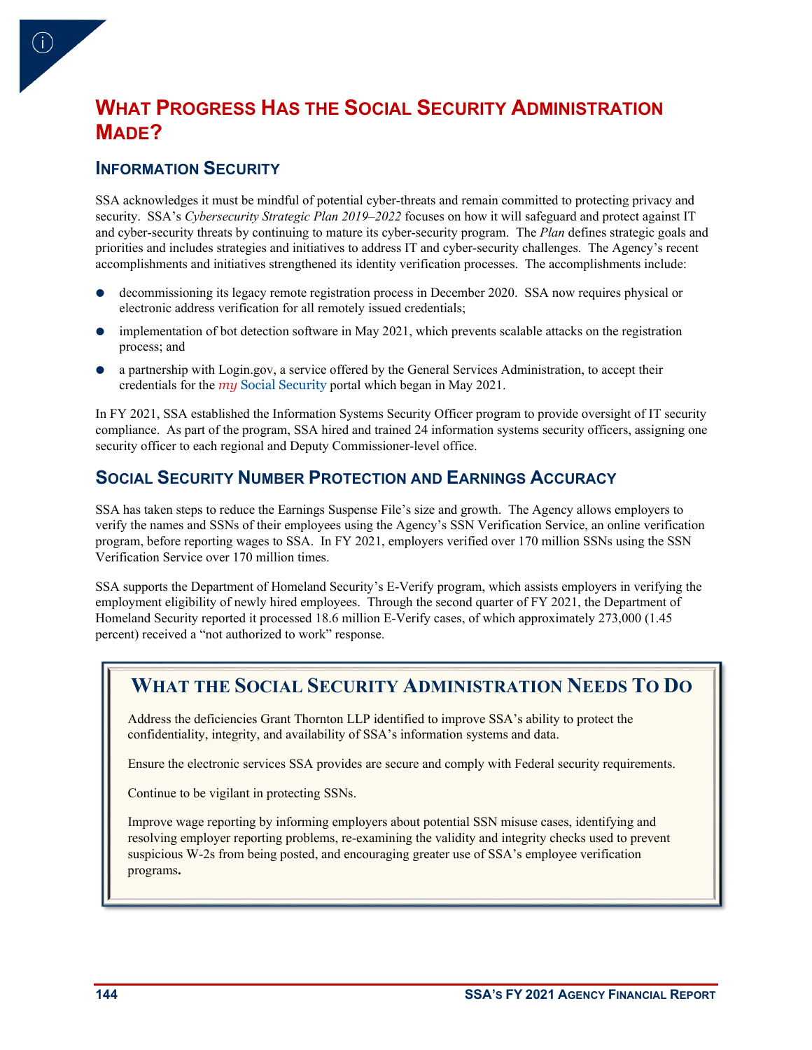# What Progress Has the Social Security Administration Made?

## Information Security

SSA acknowledges it must be mindful of potential cyber-threats and remain committed to protecting privacy and security. SSA's *Cybersecurity Strategic Plan 2019–2022* focuses on how it will safeguard and protect against IT and cyber-security threats by continuing to mature its cyber-security program. The *Plan* defines strategic goals and priorities and includes strategies and initiatives to address IT and cyber-security challenges. The Agency's recent accomplishments and initiatives strengthened its identity verification processes. The accomplishments include:

- decommissioning its legacy remote registration process in December 2020. SSA now requires physical or electronic address verification for all remotely issued credentials;
- implementation of bot detection software in May 2021, which prevents scalable attacks on the registration process; and
- a partnership with Login.gov, a service offered by the General Services Administration, to accept their credentials for the *my* Social Security portal which began in May 2021.

In FY 2021, SSA established the Information Systems Security Officer program to provide oversight of IT security compliance. As part of the program, SSA hired and trained 24 information systems security officers, assigning one security officer to each regional and Deputy Commissioner-level office.

## Social Security Number Protection and Earnings Accuracy

SSA has taken steps to reduce the Earnings Suspense File's size and growth. The Agency allows employers to verify the names and SSNs of their employees using the Agency's SSN Verification Service, an online verification program, before reporting wages to SSA. In FY 2021, employers verified over 170 million SSNs using the SSN Verification Service over 170 million times.

SSA supports the Department of Homeland Security's E-Verify program, which assists employers in verifying the employment eligibility of newly hired employees. Through the second quarter of FY 2021, the Department of Homeland Security reported it processed 18.6 million E-Verify cases, of which approximately 273,000 (1.45 percent) received a "not authorized to work" response.

## What the Social Security Administration Needs To Do

Address the deficiencies Grant Thornton LLP identified to improve SSA's ability to protect the confidentiality, integrity, and availability of SSA's information systems and data.

Ensure the electronic services SSA provides are secure and comply with Federal security requirements.

Continue to be vigilant in protecting SSNs.

Improve wage reporting by informing employers about potential SSN misuse cases, identifying and resolving employer reporting problems, re-examining the validity and integrity checks used to prevent suspicious W-2s from being posted, and encouraging greater use of SSA's employee verification programs.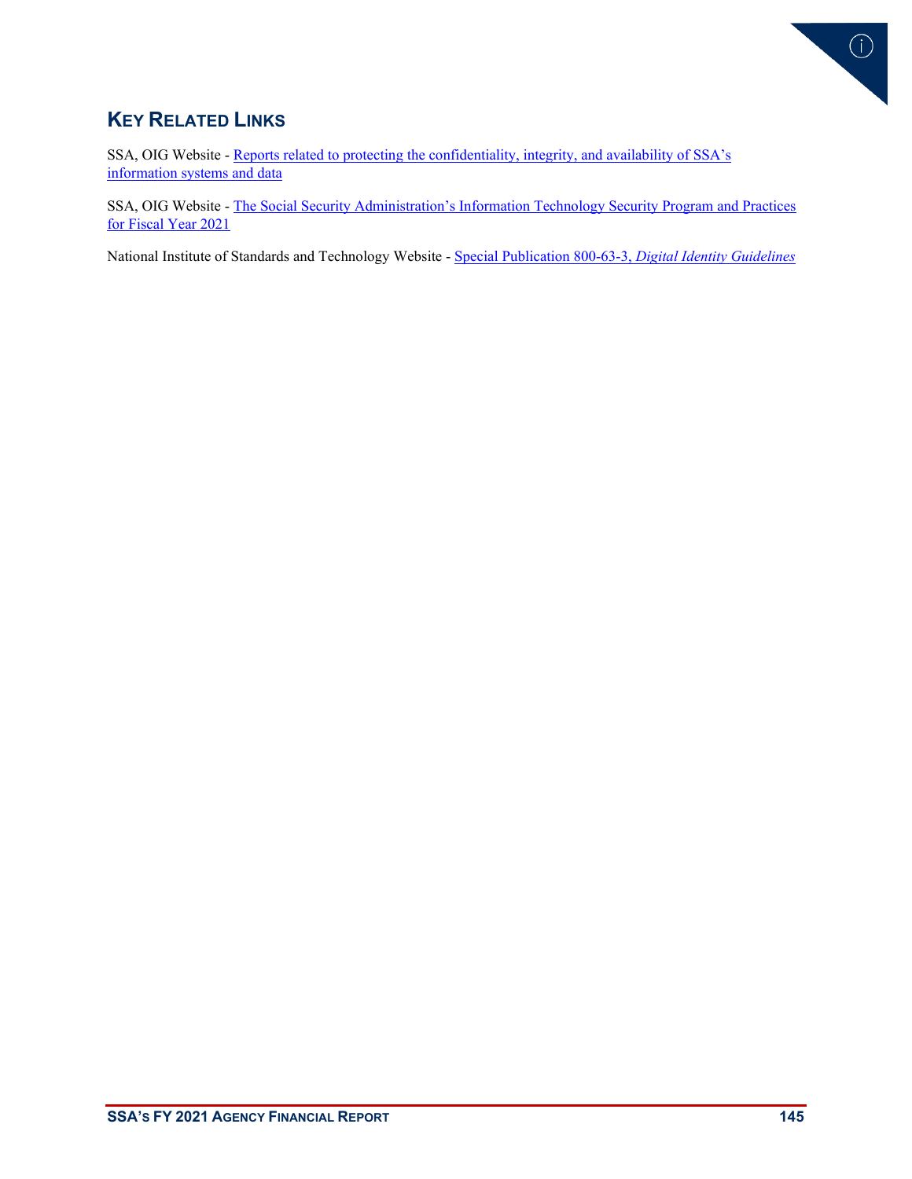## Key Related Links

SSA, OIG Website - Reports related to protecting the confidentiality, integrity, and availability of SSA's information systems and data

SSA, OIG Website - The Social Security Administration's Information Technology Security Program and Practices for Fiscal Year 2021

National Institute of Standards and Technology Website - Special Publication 800-63-3, *Digital Identity Guidelines*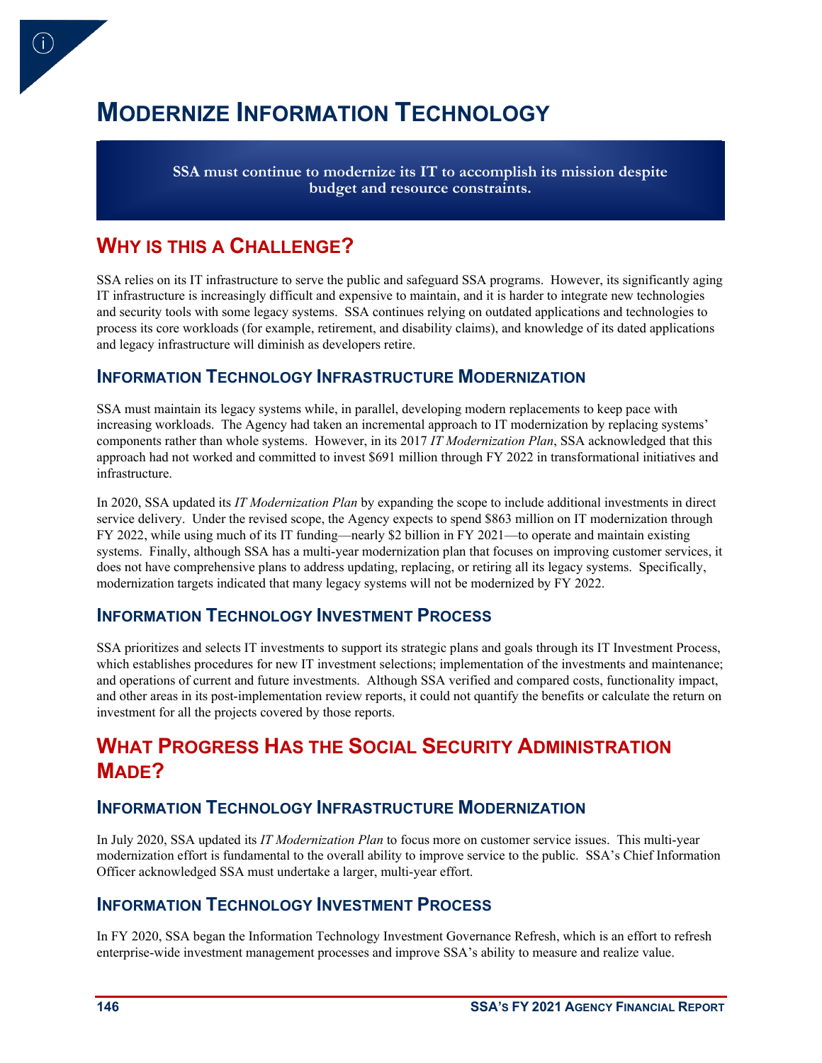# MODERNIZE INFORMATION TECHNOLOGY

**SSA must continue to modernize its IT to accomplish its mission despite budget and resource constraints.**

## WHY IS THIS A CHALLENGE?

SSA relies on its IT infrastructure to serve the public and safeguard SSA programs. However, its significantly aging IT infrastructure is increasingly difficult and expensive to maintain, and it is harder to integrate new technologies and security tools with some legacy systems. SSA continues relying on outdated applications and technologies to process its core workloads (for example, retirement, and disability claims), and knowledge of its dated applications and legacy infrastructure will diminish as developers retire.

### INFORMATION TECHNOLOGY INFRASTRUCTURE MODERNIZATION

SSA must maintain its legacy systems while, in parallel, developing modern replacements to keep pace with increasing workloads. The Agency had taken an incremental approach to IT modernization by replacing systems' components rather than whole systems. However, in its 2017 *IT Modernization Plan*, SSA acknowledged that this approach had not worked and committed to invest $691 million through FY 2022 in transformational initiatives and infrastructure.

In 2020, SSA updated its *IT Modernization Plan* by expanding the scope to include additional investments in direct service delivery. Under the revised scope, the Agency expects to spend $863 million on IT modernization through FY 2022, while using much of its IT funding—nearly $2 billion in FY 2021—to operate and maintain existing systems. Finally, although SSA has a multi-year modernization plan that focuses on improving customer services, it does not have comprehensive plans to address updating, replacing, or retiring all its legacy systems. Specifically, modernization targets indicated that many legacy systems will not be modernized by FY 2022.

### INFORMATION TECHNOLOGY INVESTMENT PROCESS

SSA prioritizes and selects IT investments to support its strategic plans and goals through its IT Investment Process, which establishes procedures for new IT investment selections; implementation of the investments and maintenance; and operations of current and future investments. Although SSA verified and compared costs, functionality impact, and other areas in its post-implementation review reports, it could not quantify the benefits or calculate the return on investment for all the projects covered by those reports.

## WHAT PROGRESS HAS THE SOCIAL SECURITY ADMINISTRATION MADE?

### INFORMATION TECHNOLOGY INFRASTRUCTURE MODERNIZATION

In July 2020, SSA updated its *IT Modernization Plan* to focus more on customer service issues. This multi-year modernization effort is fundamental to the overall ability to improve service to the public. SSA's Chief Information Officer acknowledged SSA must undertake a larger, multi-year effort.

### INFORMATION TECHNOLOGY INVESTMENT PROCESS

In FY 2020, SSA began the Information Technology Investment Governance Refresh, which is an effort to refresh enterprise-wide investment management processes and improve SSA's ability to measure and realize value.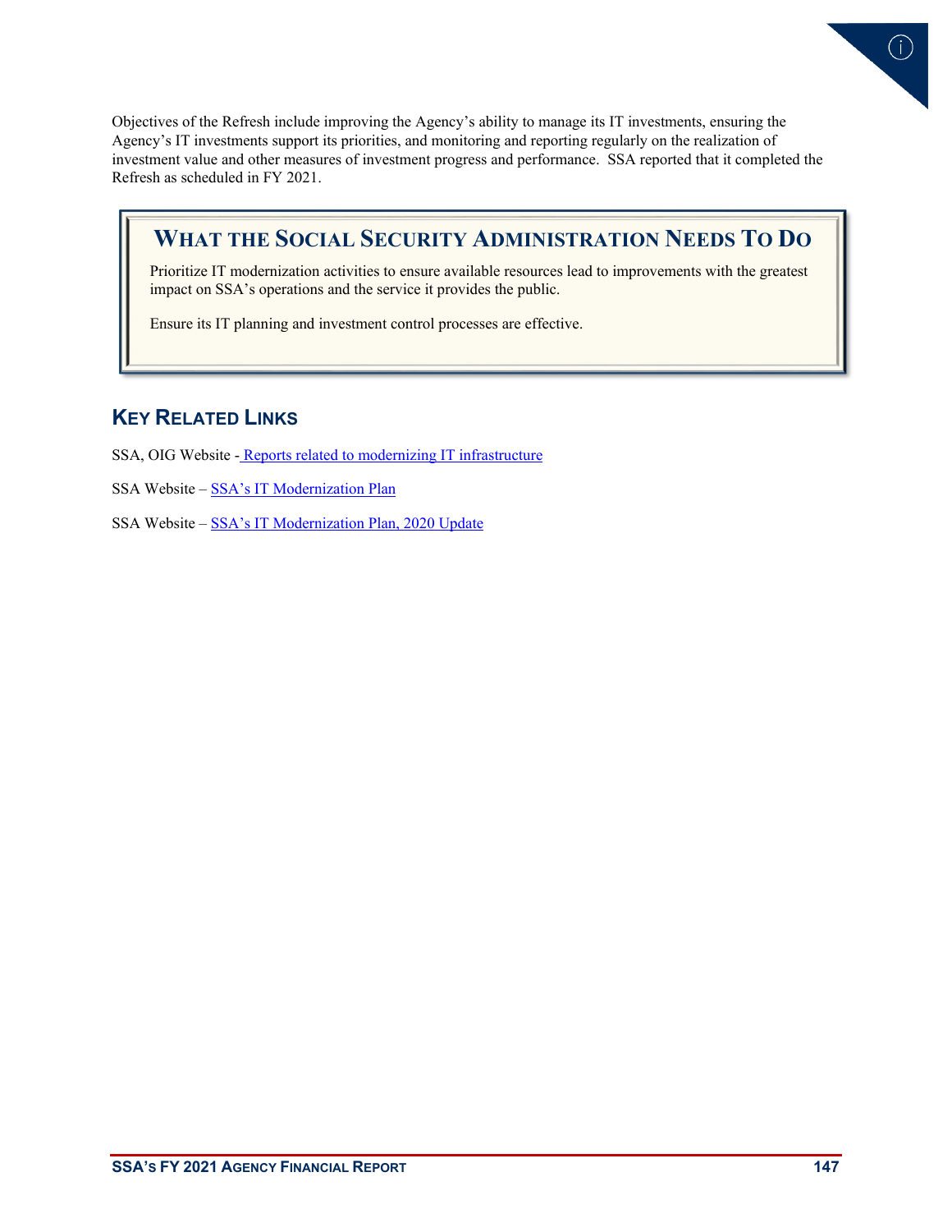Objectives of the Refresh include improving the Agency's ability to manage its IT investments, ensuring the Agency's IT investments support its priorities, and monitoring and reporting regularly on the realization of investment value and other measures of investment progress and performance. SSA reported that it completed the Refresh as scheduled in FY 2021.

### WHAT THE SOCIAL SECURITY ADMINISTRATION NEEDS TO DO

Prioritize IT modernization activities to ensure available resources lead to improvements with the greatest impact on SSA's operations and the service it provides the public.

Ensure its IT planning and investment control processes are effective.

## KEY RELATED LINKS

SSA, OIG Website - Reports related to modernizing IT infrastructure

SSA Website – SSA's IT Modernization Plan

SSA Website – SSA's IT Modernization Plan, 2020 Update